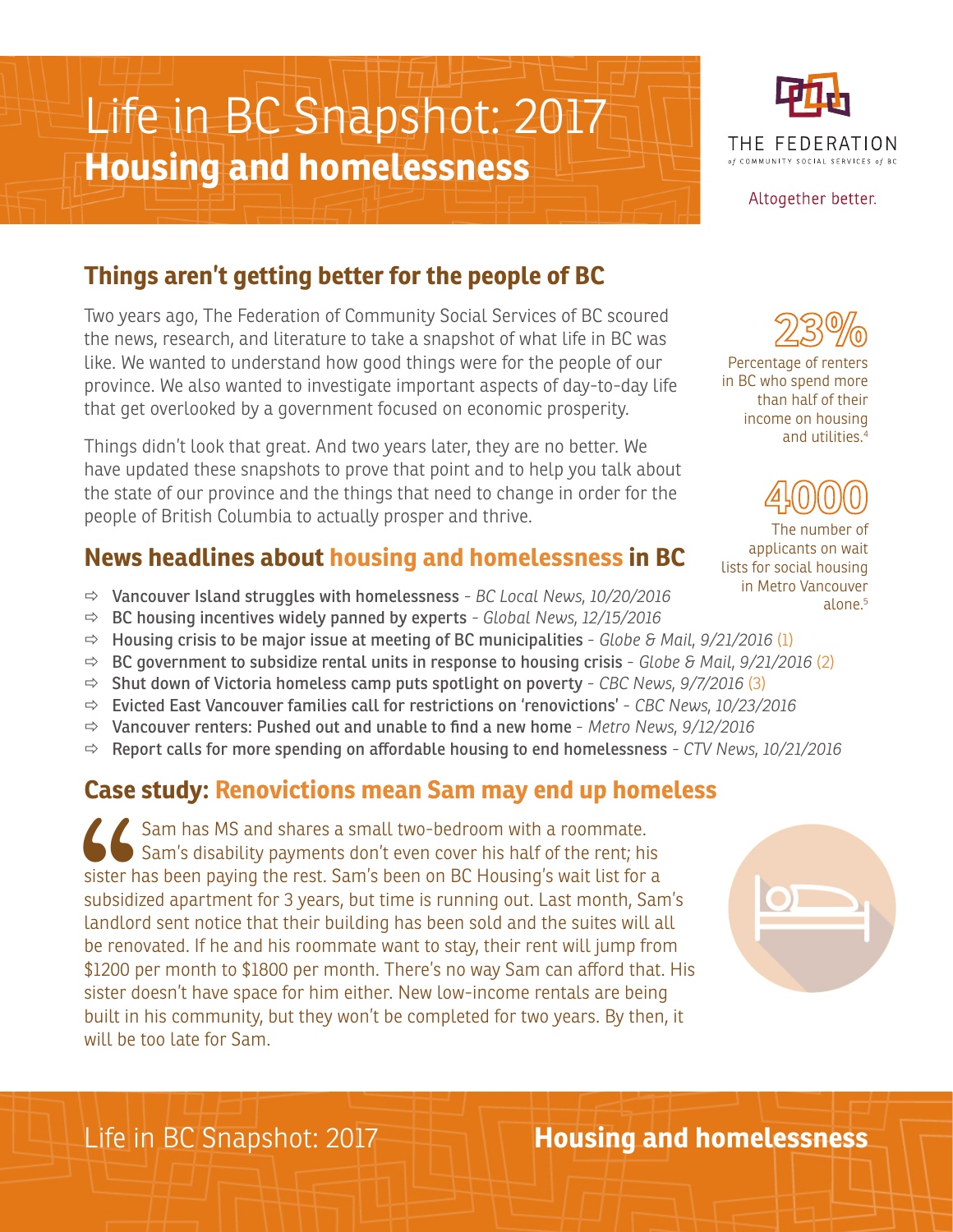# Life in BC Snapshot: 2017
## Housing and homelessness

THE FEDERATION of COMMUNITY SOCIAL SERVICES of BC

Altogether better.

## Things aren't getting better for the people of BC

Two years ago, The Federation of Community Social Services of BC scoured the news, research, and literature to take a snapshot of what life in BC was like. We wanted to understand how good things were for the people of our province. We also wanted to investigate important aspects of day-to-day life that get overlooked by a government focused on economic prosperity.

Things didn't look that great. And two years later, they are no better. We have updated these snapshots to prove that point and to help you talk about the state of our province and the things that need to change in order for the people of British Columbia to actually prosper and thrive.

**23%**

Percentage of renters in BC who spend more than half of their income on housing and utilities.[4]

**4000**

The number of applicants on wait lists for social housing in Metro Vancouver alone.[5]

## News headlines about housing and homelessness in BC

- **Vancouver Island struggles with homelessness** - *BC Local News, 10/20/2016*
- **BC housing incentives widely panned by experts** - *Global News, 12/15/2016*
- **Housing crisis to be major issue at meeting of BC municipalities** - *Globe & Mail, 9/21/2016* (1)
- **BC government to subsidize rental units in response to housing crisis** - *Globe & Mail, 9/21/2016* (2)
- **Shut down of Victoria homeless camp puts spotlight on poverty** - *CBC News, 9/7/2016* (3)
- **Evicted East Vancouver families call for restrictions on 'renovictions'** - *CBC News, 10/23/2016*
- **Vancouver renters: Pushed out and unable to find a new home** - *Metro News, 9/12/2016*
- **Report calls for more spending on affordable housing to end homelessness** - *CTV News, 10/21/2016*

## Case study: Renovictions mean Sam may end up homeless

"Sam has MS and shares a small two-bedroom with a roommate. Sam's disability payments don't even cover his half of the rent; his sister has been paying the rest. Sam's been on BC Housing's wait list for a subsidized apartment for 3 years, but time is running out. Last month, Sam's landlord sent notice that their building has been sold and the suites will all be renovated. If he and his roommate want to stay, their rent will jump from $1200 per month to $1800 per month. There's no way Sam can afford that. His sister doesn't have space for him either. New low-income rentals are being built in his community, but they won't be completed for two years. By then, it will be too late for Sam.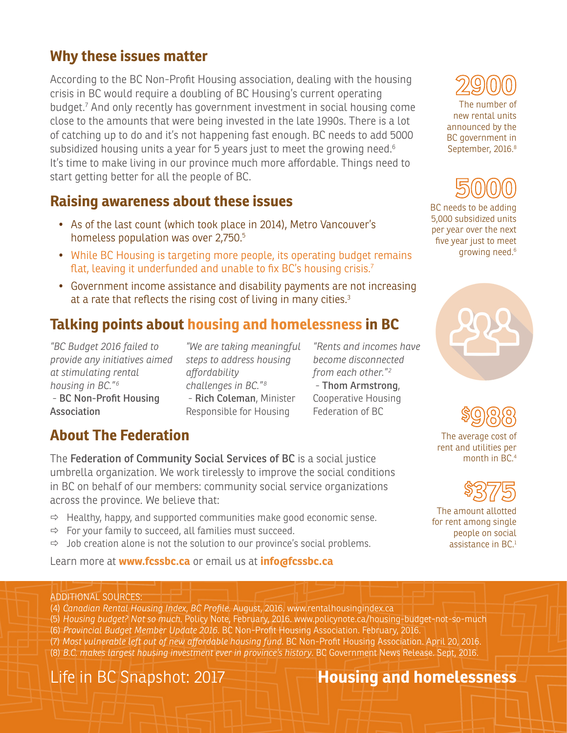## Why these issues matter

According to the BC Non-Profit Housing association, dealing with the housing crisis in BC would require a doubling of BC Housing's current operating budget.[7] And only recently has government investment in social housing come close to the amounts that were being invested in the late 1990s. There is a lot of catching up to do and it's not happening fast enough. BC needs to add 5000 subsidized housing units a year for 5 years just to meet the growing need.[6] It's time to make living in our province much more affordable. Things need to start getting better for all the people of BC.

## Raising awareness about these issues

- As of the last count (which took place in 2014), Metro Vancouver's homeless population was over 2,750.[5]
- While BC Housing is targeting more people, its operating budget remains flat, leaving it underfunded and unable to fix BC's housing crisis.[7]
- Government income assistance and disability payments are not increasing at a rate that reflects the rising cost of living in many cities.[3]

## Talking points about housing and homelessness in BC

*"BC Budget 2016 failed to provide any initiatives aimed at stimulating rental housing in BC."[6]*
 - **BC Non-Profit Housing Association**

*"We are taking meaningful steps to address housing affordability challenges in BC."[8]*
 - **Rich Coleman**, Minister Responsible for Housing

*"Rents and incomes have become disconnected from each other."[2]*
 - **Thom Armstrong**, Cooperative Housing Federation of BC

## About The Federation

The **Federation of Community Social Services of BC** is a social justice umbrella organization. We work tirelessly to improve the social conditions in BC on behalf of our members: community social service organizations across the province. We believe that:

- ⇨ Healthy, happy, and supported communities make good economic sense.
- ⇨ For your family to succeed, all families must succeed.
- ⇨ Job creation alone is not the solution to our province's social problems.

Learn more at **www.fcssbc.ca** or email us at **info@fcssbc.ca**

**2900**
The number of new rental units announced by the BC government in September, 2016.[8]

**5000**
BC needs to be adding 5,000 subsidized units per year over the next five year just to meet growing need.[6]

**$988**
The average cost of rent and utilities per month in BC.[4]

**$375**
The amount allotted for rent among single people on social assistance in BC.[1]

ADDITIONAL SOURCES:
(4) *Canadian Rental Housing Index, BC Profile.* August, 2016. www.rentalhousingindex.ca
(5) *Housing budget? Not so much.* Policy Note, February, 2016. www.policynote.ca/housing-budget-not-so-much
(6) *Provincial Budget Member Update 2016.* BC Non-Profit Housing Association. February, 2016.
(7) *Most vulnerable left out of new affordable housing fund.* BC Non-Profit Housing Association. April 20, 2016.
(8) *B.C. makes largest housing investment ever in province's history.* BC Government News Release. Sept, 2016.

Life in BC Snapshot: 2017 **Housing and homelessness**